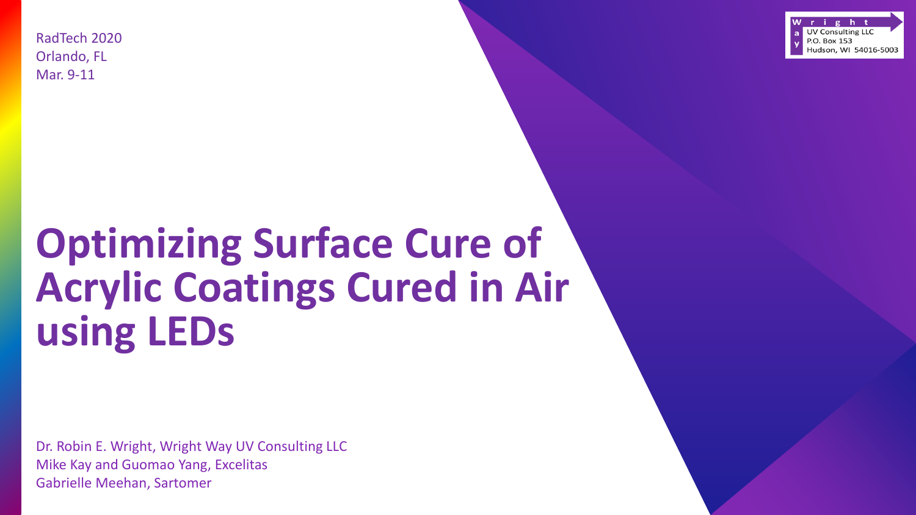RadTech 2020
Orlando, FL
Mar. 9-11

Wright Way UV Consulting LLC
P.O. Box 153
Hudson, WI 54016-5003

# Optimizing Surface Cure of Acrylic Coatings Cured in Air using LEDs

Dr. Robin E. Wright, Wright Way UV Consulting LLC
Mike Kay and Guomao Yang, Excelitas
Gabrielle Meehan, Sartomer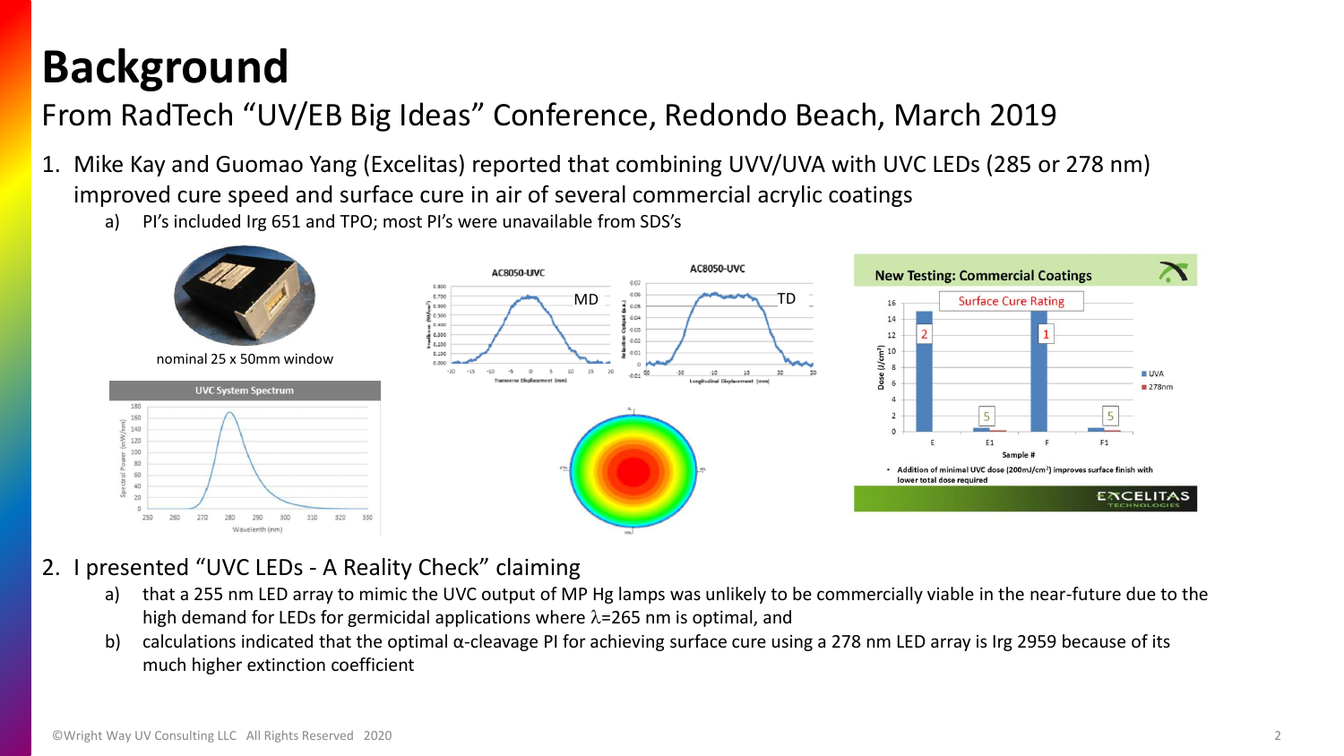# Background

## From RadTech "UV/EB Big Ideas" Conference, Redondo Beach, March 2019

1. Mike Kay and Guomao Yang (Excelitas) reported that combining UVV/UVA with UVC LEDs (285 or 278 nm) improved cure speed and surface cure in air of several commercial acrylic coatings
   a) PI's included Irg 651 and TPO; most PI's were unavailable from SDS's

nominal 25 x 50mm window

2. I presented "UVC LEDs - A Reality Check" claiming
   a) that a 255 nm LED array to mimic the UVC output of MP Hg lamps was unlikely to be commercially viable in the near-future due to the high demand for LEDs for germicidal applications where $\lambda$=265 nm is optimal, and
   b) calculations indicated that the optimal α-cleavage PI for achieving surface cure using a 278 nm LED array is Irg 2959 because of its much higher extinction coefficient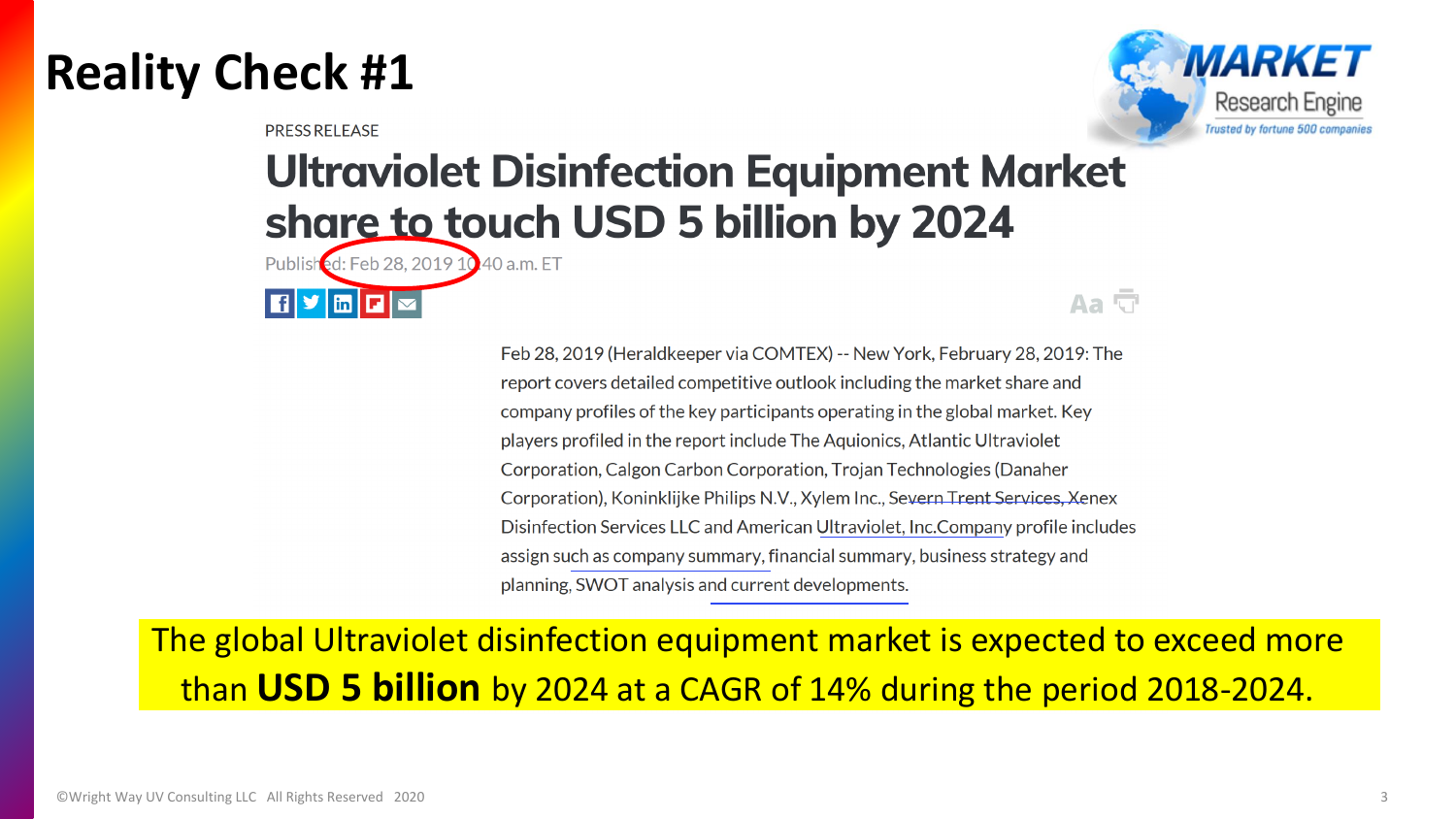# Reality Check #1

MARKET Research Engine
Trusted by fortune 500 companies

PRESS RELEASE

## Ultraviolet Disinfection Equipment Market share to touch USD 5 billion by 2024

Published: Feb 28, 2019 10:40 a.m. ET

Feb 28, 2019 (Heraldkeeper via COMTEX) -- New York, February 28, 2019: The report covers detailed competitive outlook including the market share and company profiles of the key participants operating in the global market. Key players profiled in the report include The Aquionics, Atlantic Ultraviolet Corporation, Calgon Carbon Corporation, Trojan Technologies (Danaher Corporation), Koninklijke Philips N.V., Xylem Inc., Severn Trent Services, Xenex Disinfection Services LLC and American Ultraviolet, Inc.Company profile includes assign such as company summary, financial summary, business strategy and planning, SWOT analysis and current developments.

The global Ultraviolet disinfection equipment market is expected to exceed more than **USD 5 billion** by 2024 at a CAGR of 14% during the period 2018-2024.

©Wright Way UV Consulting LLC All Rights Reserved 2020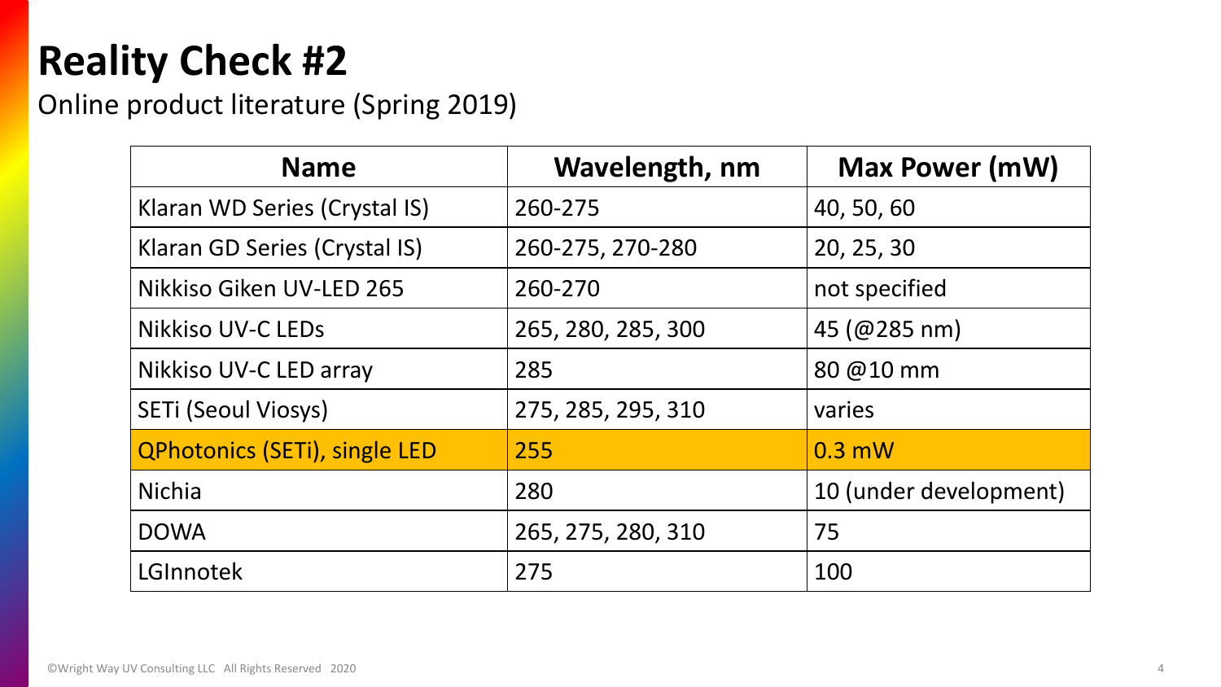# Reality Check #2

Online product literature (Spring 2019)

| Name | Wavelength, nm | Max Power (mW) |
|---|---|---|
| Klaran WD Series (Crystal IS) | 260-275 | 40, 50, 60 |
| Klaran GD Series (Crystal IS) | 260-275, 270-280 | 20, 25, 30 |
| Nikkiso Giken UV-LED 265 | 260-270 | not specified |
| Nikkiso UV-C LEDs | 265, 280, 285, 300 | 45 (@285 nm) |
| Nikkiso UV-C LED array | 285 | 80 @10 mm |
| SETi (Seoul Viosys) | 275, 285, 295, 310 | varies |
| QPhotonics (SETi), single LED | 255 | 0.3 mW |
| Nichia | 280 | 10 (under development) |
| DOWA | 265, 275, 280, 310 | 75 |
| LGInnotek | 275 | 100 |

©Wright Way UV Consulting LLC All Rights Reserved 2020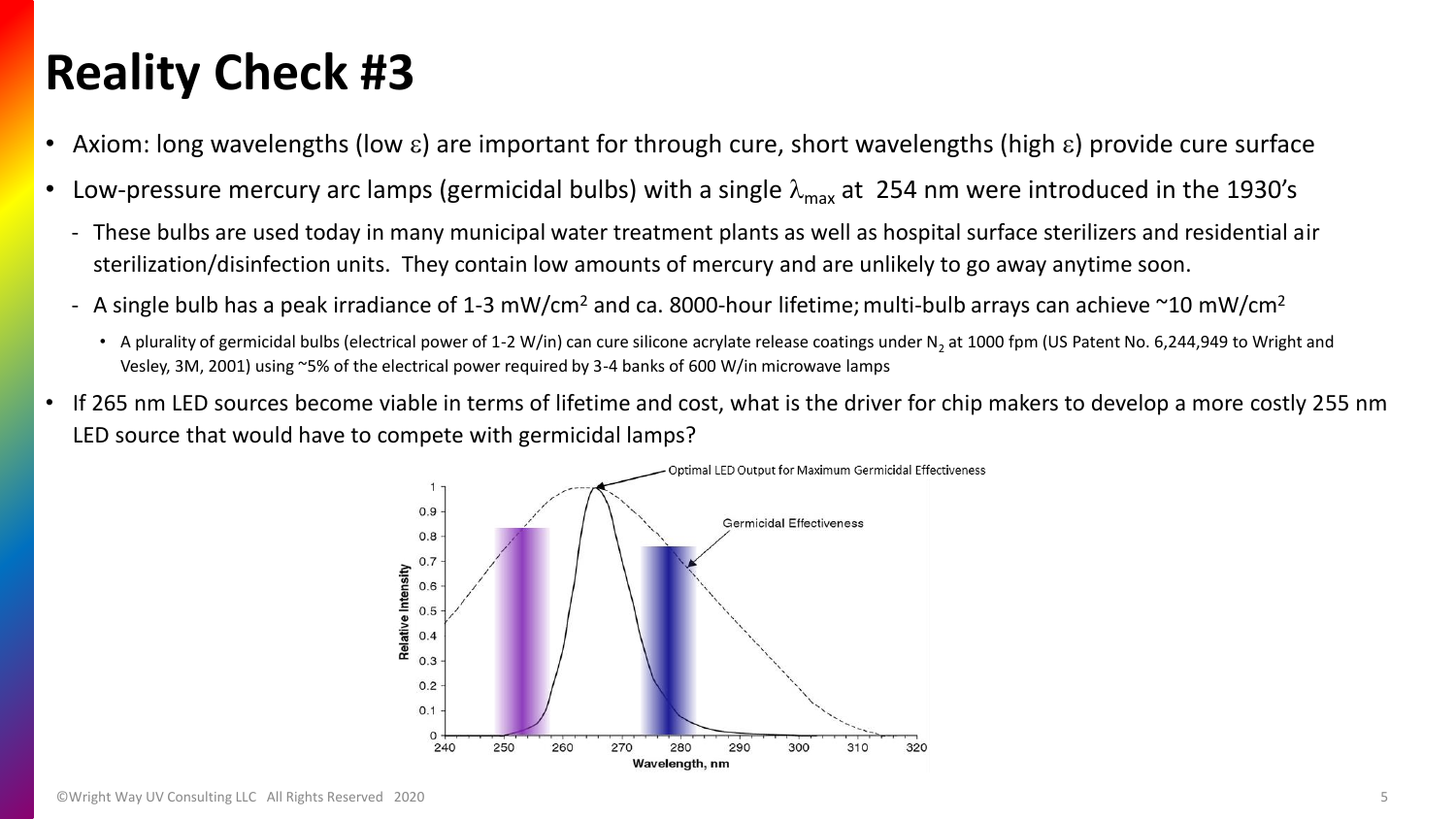# Reality Check #3

- Axiom: long wavelengths (low $\varepsilon$) are important for through cure, short wavelengths (high $\varepsilon$) provide cure surface
- Low-pressure mercury arc lamps (germicidal bulbs) with a single $\lambda_{max}$ at 254 nm were introduced in the 1930's
  - These bulbs are used today in many municipal water treatment plants as well as hospital surface sterilizers and residential air sterilization/disinfection units. They contain low amounts of mercury and are unlikely to go away anytime soon.
  - A single bulb has a peak irradiance of 1-3 mW/cm$^2$ and ca. 8000-hour lifetime; multi-bulb arrays can achieve ~10 mW/cm$^2$
    - A plurality of germicidal bulbs (electrical power of 1-2 W/in) can cure silicone acrylate release coatings under $N_2$ at 1000 fpm (US Patent No. 6,244,949 to Wright and Vesley, 3M, 2001) using ~5% of the electrical power required by 3-4 banks of 600 W/in microwave lamps
- If 265 nm LED sources become viable in terms of lifetime and cost, what is the driver for chip makers to develop a more costly 255 nm LED source that would have to compete with germicidal lamps?

©Wright Way UV Consulting LLC All Rights Reserved 2020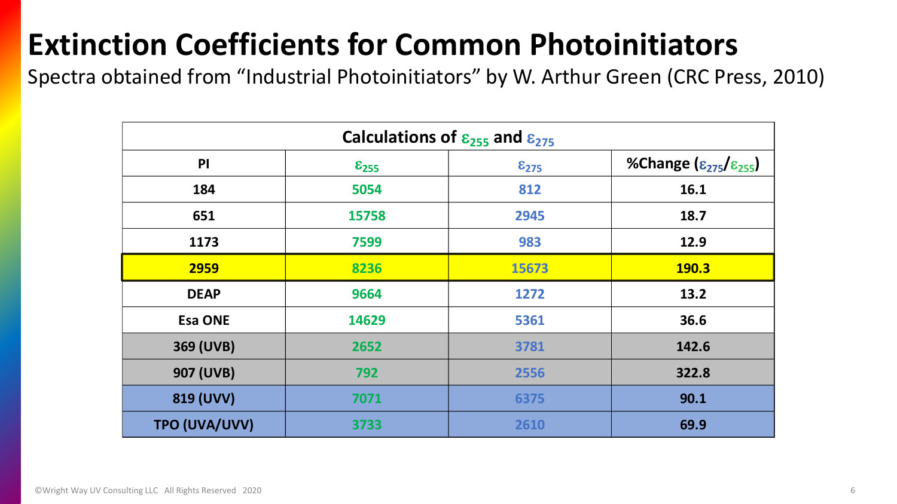# Extinction Coefficients for Common Photoinitiators

Spectra obtained from "Industrial Photoinitiators" by W. Arthur Green (CRC Press, 2010)

| Calculations of $\varepsilon_{255}$ and $\varepsilon_{275}$ | | | |
|---|---|---|---|
| **PI** | $\varepsilon_{255}$ | $\varepsilon_{275}$ | **%Change ($\varepsilon_{275}/\varepsilon_{255}$)** |
| **184** | 5054 | 812 | 16.1 |
| **651** | 15758 | 2945 | 18.7 |
| **1173** | 7599 | 983 | 12.9 |
| **2959** | 8236 | 15673 | 190.3 |
| **DEAP** | 9664 | 1272 | 13.2 |
| **Esa ONE** | 14629 | 5361 | 36.6 |
| **369 (UVB)** | 2652 | 3781 | 142.6 |
| **907 (UVB)** | 792 | 2556 | 322.8 |
| **819 (UVV)** | 7071 | 6375 | 90.1 |
| **TPO (UVA/UVV)** | 3733 | 2610 | 69.9 |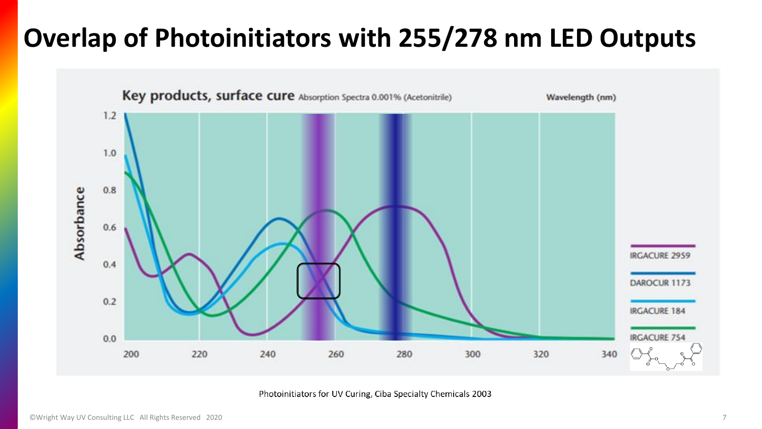# Overlap of Photoinitiators with 255/278 nm LED Outputs

**Key products, surface cure** Absorption Spectra 0.001% (Acetonitrile)

Wavelength (nm)

Absorbance

IRGACURE 2959

DAROCUR 1173

IRGACURE 184

IRGACURE 754

Photoinitiators for UV Curing, Ciba Specialty Chemicals 2003

©Wright Way UV Consulting LLC All Rights Reserved 2020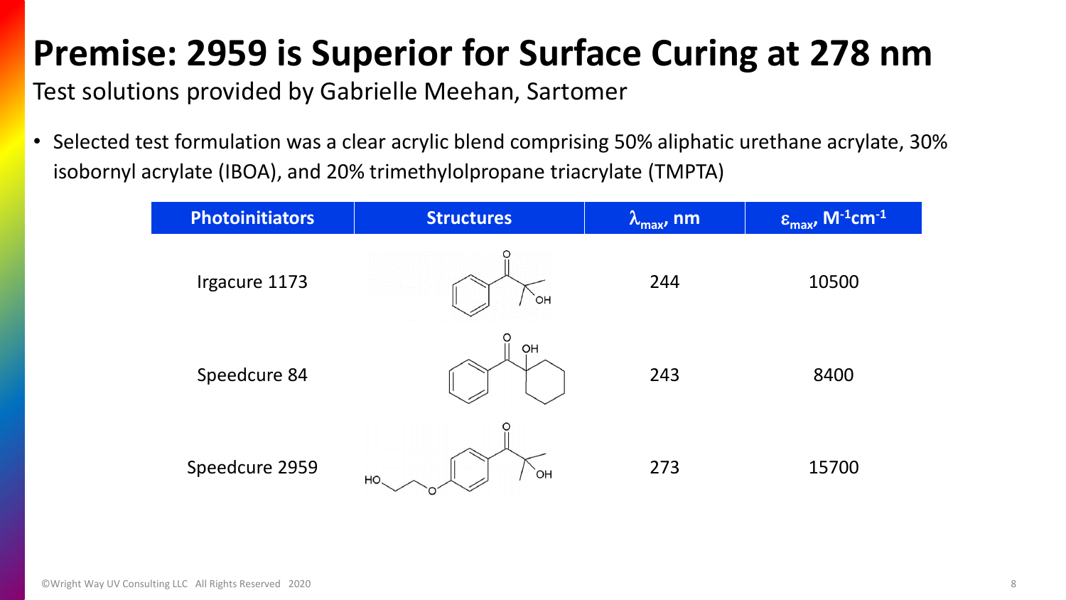# Premise: 2959 is Superior for Surface Curing at 278 nm

Test solutions provided by Gabrielle Meehan, Sartomer

- Selected test formulation was a clear acrylic blend comprising 50% aliphatic urethane acrylate, 30% isobornyl acrylate (IBOA), and 20% trimethylolpropane triacrylate (TMPTA)

| Photoinitiators | Structures | $\lambda_{max}$, nm | $\varepsilon_{max}$, $M^{-1}cm^{-1}$ |
|---|---|---|---|
| Irgacure 1173 | | 244 | 10500 |
| Speedcure 84 | | 243 | 8400 |
| Speedcure 2959 | | 273 | 15700 |

©Wright Way UV Consulting LLC All Rights Reserved 2020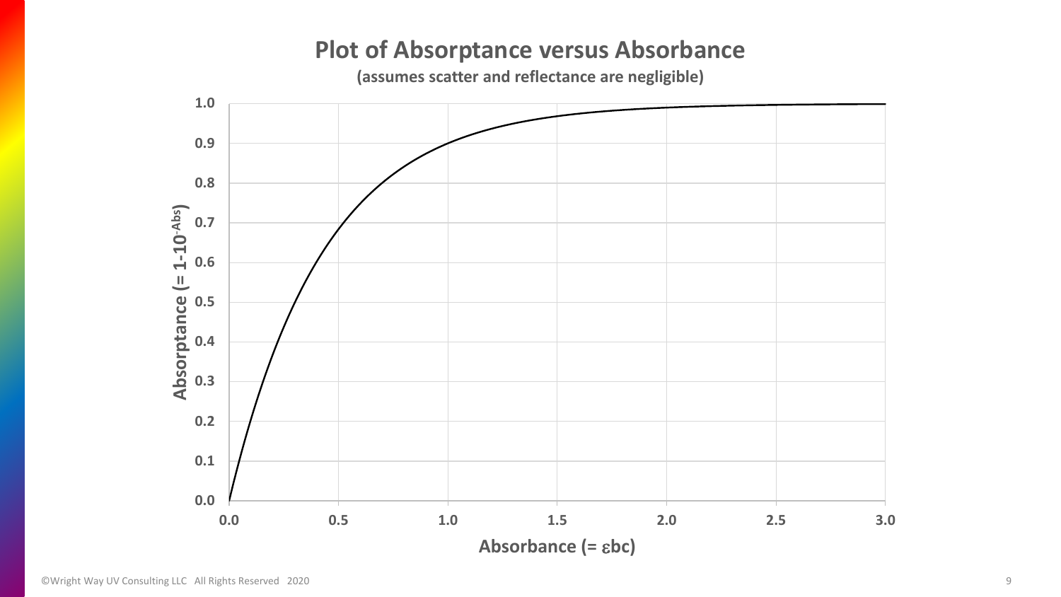# Plot of Absorptance versus Absorbance

**(assumes scatter and reflectance are negligible)**

Absorptance ($= 1\text{-}10^{-Abs}$)

Absorbance ($= \varepsilon bc$)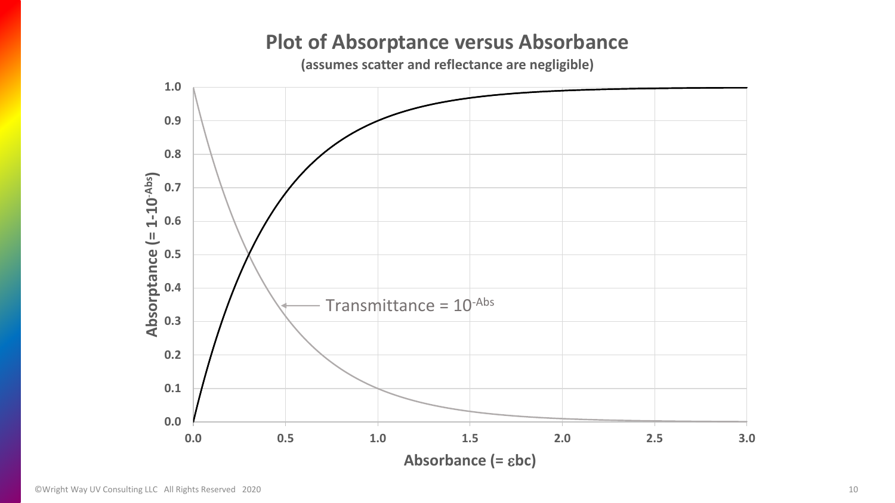## Plot of Absorptance versus Absorbance

**(assumes scatter and reflectance are negligible)**

Absorptance ($= 1\text{-}10^{-Abs}$)

Transmittance = $10^{-Abs}$

Absorbance ($= \varepsilon bc$)

©Wright Way UV Consulting LLC All Rights Reserved 2020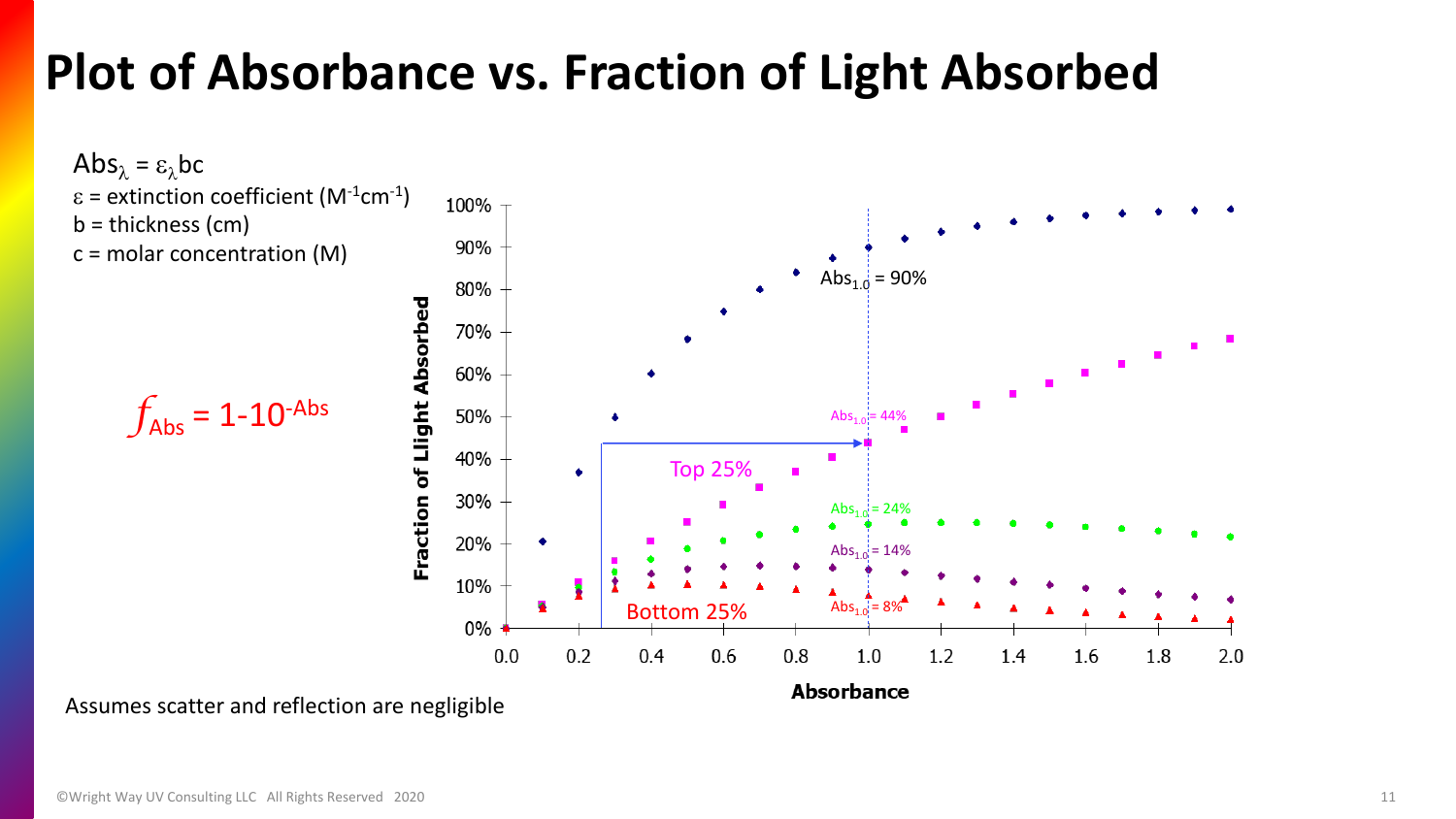# Plot of Absorbance vs. Fraction of Light Absorbed

$Abs_{\lambda} = \varepsilon_{\lambda} bc$

$\varepsilon$ = extinction coefficient ($M^{-1}cm^{-1}$)

b = thickness (cm)

c = molar concentration (M)

$f_{Abs} = 1 - 10^{-Abs}$

Fraction of Light Absorbed (0%–100%) vs. Absorbance (0.0–2.0)

$Abs_{1.0}$ = 90%

$Abs_{1.0}$ = 44%

Top 25%

$Abs_{1.0}$ = 24%

$Abs_{1.0}$ = 14%

$Abs_{1.0}$ = 8%

Bottom 25%

Assumes scatter and reflection are negligible

©Wright Way UV Consulting LLC All Rights Reserved 2020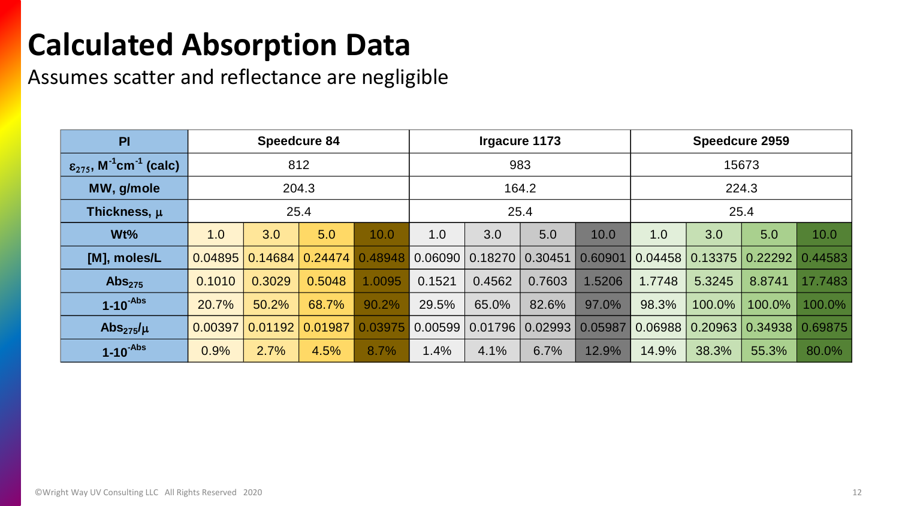# Calculated Absorption Data

Assumes scatter and reflectance are negligible

| PI | Speedcure 84 | | | | Irgacure 1173 | | | | Speedcure 2959 | | | |
|---|---|---|---|---|---|---|---|---|---|---|---|---|
| $\varepsilon_{275}$, $M^{-1}cm^{-1}$ (calc) | 812 | | | | 983 | | | | 15673 | | | |
| MW, g/mole | 204.3 | | | | 164.2 | | | | 224.3 | | | |
| Thickness, $\mu$ | 25.4 | | | | 25.4 | | | | 25.4 | | | |
| Wt% | 1.0 | 3.0 | 5.0 | 10.0 | 1.0 | 3.0 | 5.0 | 10.0 | 1.0 | 3.0 | 5.0 | 10.0 |
| [M], moles/L | 0.04895 | 0.14684 | 0.24474 | 0.48948 | 0.06090 | 0.18270 | 0.30451 | 0.60901 | 0.04458 | 0.13375 | 0.22292 | 0.44583 |
| $Abs_{275}$ | 0.1010 | 0.3029 | 0.5048 | 1.0095 | 0.1521 | 0.4562 | 0.7603 | 1.5206 | 1.7748 | 5.3245 | 8.8741 | 17.7483 |
| $1\text{-}10^{-Abs}$ | 20.7% | 50.2% | 68.7% | 90.2% | 29.5% | 65.0% | 82.6% | 97.0% | 98.3% | 100.0% | 100.0% | 100.0% |
| $Abs_{275}/\mu$ | 0.00397 | 0.01192 | 0.01987 | 0.03975 | 0.00599 | 0.01796 | 0.02993 | 0.05987 | 0.06988 | 0.20963 | 0.34938 | 0.69875 |
| $1\text{-}10^{-Abs}$ | 0.9% | 2.7% | 4.5% | 8.7% | 1.4% | 4.1% | 6.7% | 12.9% | 14.9% | 38.3% | 55.3% | 80.0% |

©Wright Way UV Consulting LLC All Rights Reserved 2020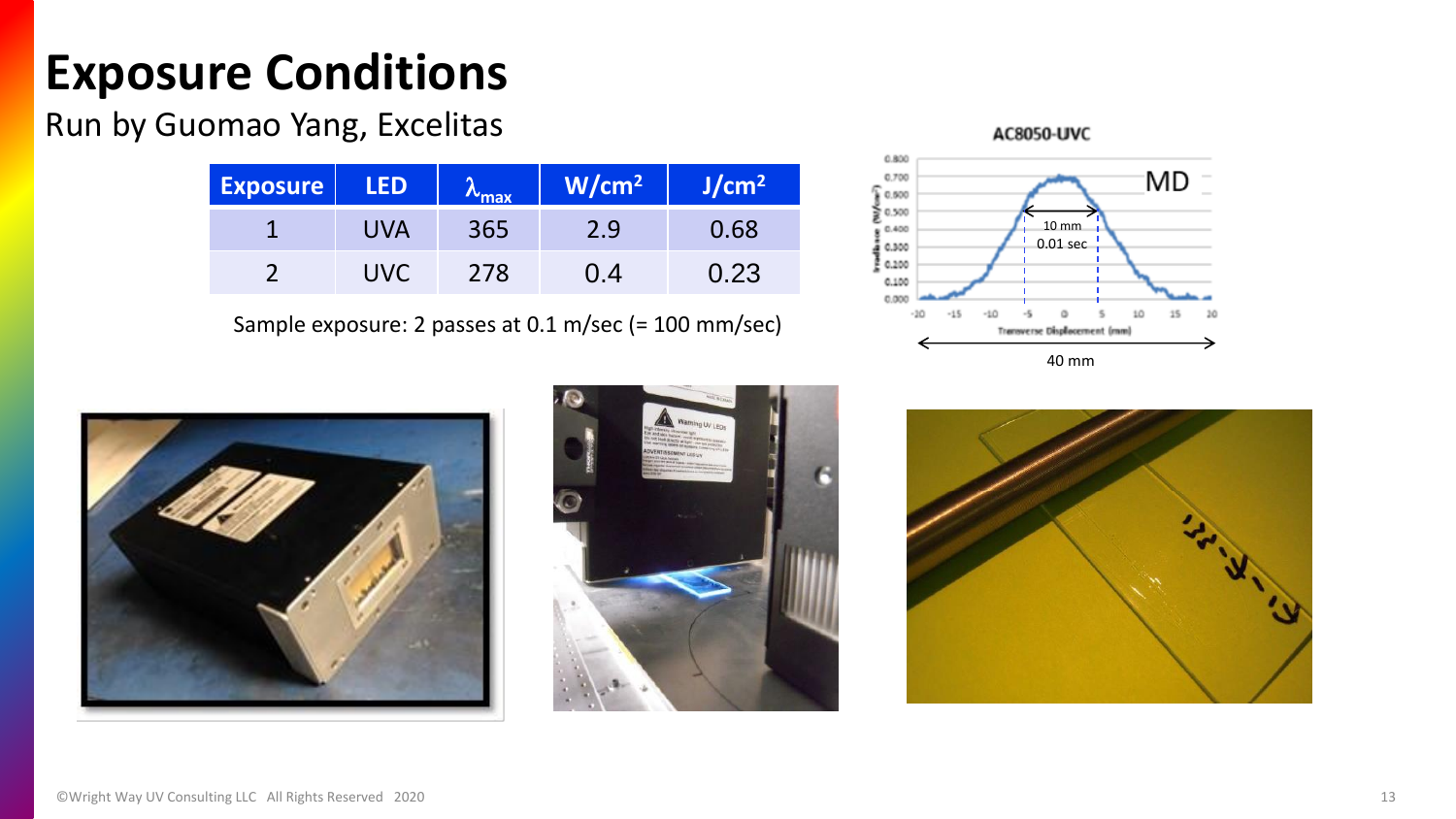# Exposure Conditions

Run by Guomao Yang, Excelitas

| Exposure | LED | $\lambda_{max}$ | W/cm² | J/cm² |
| --- | --- | --- | --- | --- |
| 1 | UVA | 365 | 2.9 | 0.68 |
| 2 | UVC | 278 | 0.4 | 0.23 |

Sample exposure: 2 passes at 0.1 m/sec (= 100 mm/sec)

AC8050-UVC

MD

10 mm
0.01 sec

40 mm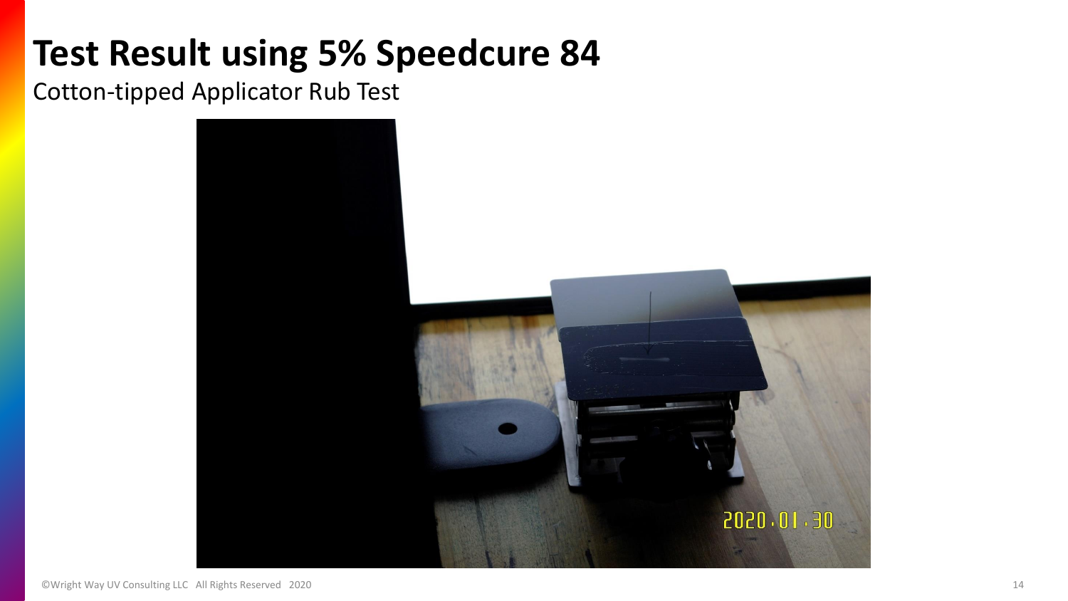# Test Result using 5% Speedcure 84

Cotton-tipped Applicator Rub Test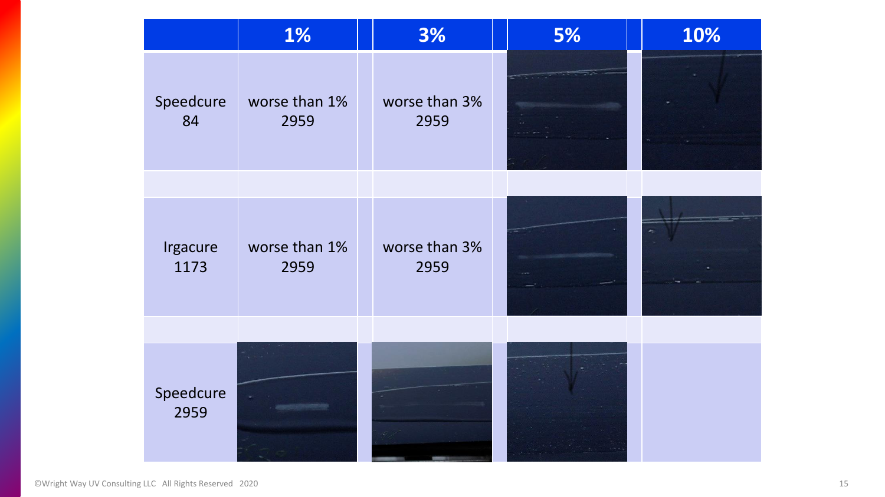| | 1% | 3% | 5% | 10% |
|---|---|---|---|---|
| Speedcure 84 | worse than 1% 2959 | worse than 3% 2959 | | |
| Irgacure 1173 | worse than 1% 2959 | worse than 3% 2959 | | |
| Speedcure 2959 | | | | |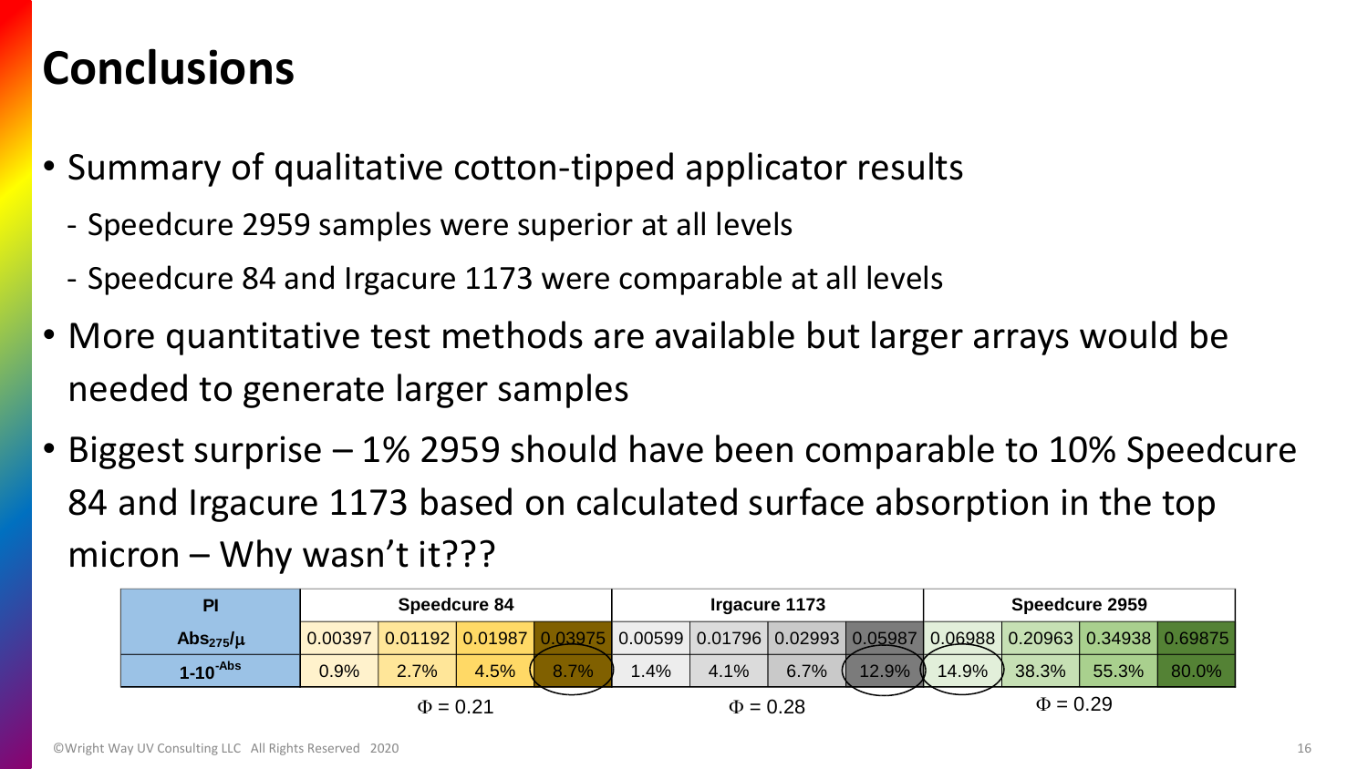# Conclusions

- Summary of qualitative cotton-tipped applicator results
  - Speedcure 2959 samples were superior at all levels
  - Speedcure 84 and Irgacure 1173 were comparable at all levels
- More quantitative test methods are available but larger arrays would be needed to generate larger samples
- Biggest surprise – 1% 2959 should have been comparable to 10% Speedcure 84 and Irgacure 1173 based on calculated surface absorption in the top micron – Why wasn't it???

| PI | Speedcure 84 | | | | Irgacure 1173 | | | | Speedcure 2959 | | | |
|---|---|---|---|---|---|---|---|---|---|---|---|---|
| $Abs_{275}/\mu$ | 0.00397 | 0.01192 | 0.01987 | 0.03975 | 0.00599 | 0.01796 | 0.02993 | 0.05987 | 0.06988 | 0.20963 | 0.34938 | 0.69875 |
| $1\text{-}10^{-Abs}$ | 0.9% | 2.7% | 4.5% | 8.7% | 1.4% | 4.1% | 6.7% | 12.9% | 14.9% | 38.3% | 55.3% | 80.0% |
| | $\Phi = 0.21$ | | | | $\Phi = 0.28$ | | | | $\Phi = 0.29$ | | | |

©Wright Way UV Consulting LLC All Rights Reserved 2020